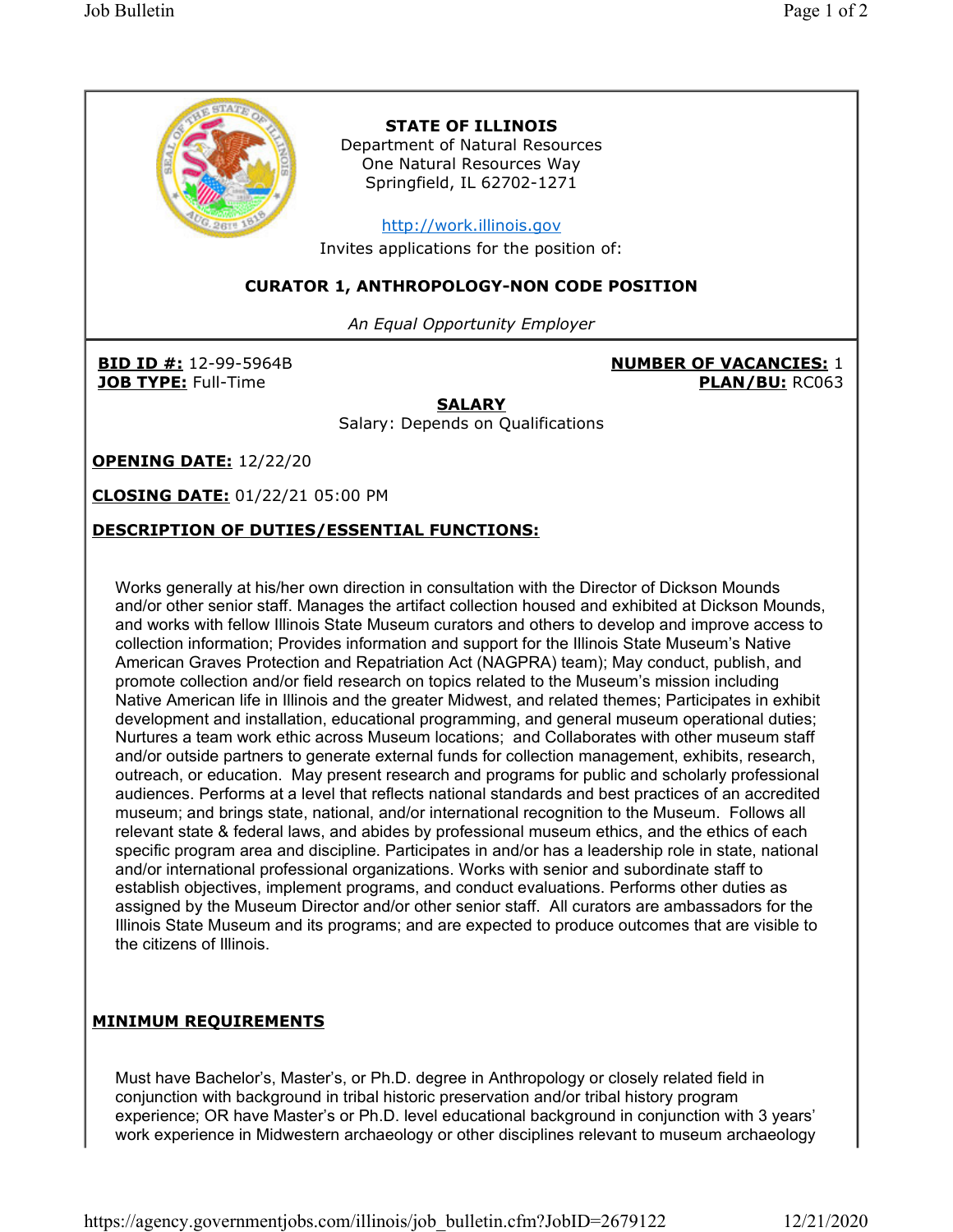**STATE OF ILLINOIS**
Department of Natural Resources
One Natural Resources Way
Springfield, IL 62702-1271

http://work.illinois.gov

Invites applications for the position of:

## CURATOR 1, ANTHROPOLOGY-NON CODE POSITION

*An Equal Opportunity Employer*

**BID ID #:** 12-99-5964B
**JOB TYPE:** Full-Time

**NUMBER OF VACANCIES:** 1
**PLAN/BU:** RC063

**SALARY**

Salary: Depends on Qualifications

**OPENING DATE:** 12/22/20

**CLOSING DATE:** 01/22/21 05:00 PM

## DESCRIPTION OF DUTIES/ESSENTIAL FUNCTIONS:

Works generally at his/her own direction in consultation with the Director of Dickson Mounds and/or other senior staff. Manages the artifact collection housed and exhibited at Dickson Mounds, and works with fellow Illinois State Museum curators and others to develop and improve access to collection information; Provides information and support for the Illinois State Museum's Native American Graves Protection and Repatriation Act (NAGPRA) team); May conduct, publish, and promote collection and/or field research on topics related to the Museum's mission including Native American life in Illinois and the greater Midwest, and related themes; Participates in exhibit development and installation, educational programming, and general museum operational duties; Nurtures a team work ethic across Museum locations; and Collaborates with other museum staff and/or outside partners to generate external funds for collection management, exhibits, research, outreach, or education. May present research and programs for public and scholarly professional audiences. Performs at a level that reflects national standards and best practices of an accredited museum; and brings state, national, and/or international recognition to the Museum. Follows all relevant state & federal laws, and abides by professional museum ethics, and the ethics of each specific program area and discipline. Participates in and/or has a leadership role in state, national and/or international professional organizations. Works with senior and subordinate staff to establish objectives, implement programs, and conduct evaluations. Performs other duties as assigned by the Museum Director and/or other senior staff. All curators are ambassadors for the Illinois State Museum and its programs; and are expected to produce outcomes that are visible to the citizens of Illinois.

## MINIMUM REQUIREMENTS

Must have Bachelor's, Master's, or Ph.D. degree in Anthropology or closely related field in conjunction with background in tribal historic preservation and/or tribal history program experience; OR have Master's or Ph.D. level educational background in conjunction with 3 years' work experience in Midwestern archaeology or other disciplines relevant to museum archaeology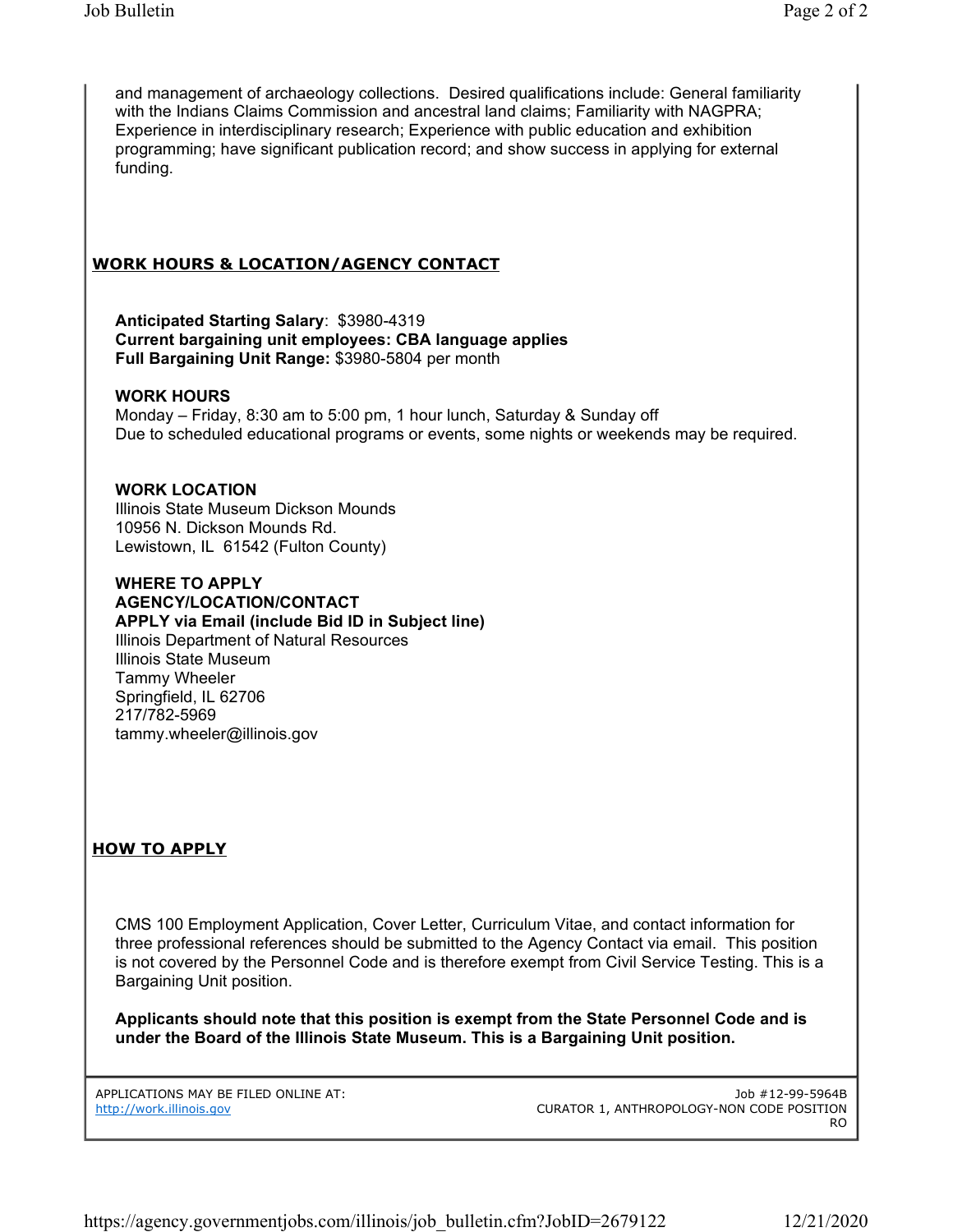and management of archaeology collections. Desired qualifications include: General familiarity with the Indians Claims Commission and ancestral land claims; Familiarity with NAGPRA; Experience in interdisciplinary research; Experience with public education and exhibition programming; have significant publication record; and show success in applying for external funding.

## WORK HOURS & LOCATION/AGENCY CONTACT

**Anticipated Starting Salary**: $3980-4319
**Current bargaining unit employees: CBA language applies**
**Full Bargaining Unit Range:** $3980-5804 per month

**WORK HOURS**
Monday – Friday, 8:30 am to 5:00 pm, 1 hour lunch, Saturday & Sunday off
Due to scheduled educational programs or events, some nights or weekends may be required.

**WORK LOCATION**
Illinois State Museum Dickson Mounds
10956 N. Dickson Mounds Rd.
Lewistown, IL 61542 (Fulton County)

**WHERE TO APPLY**
**AGENCY/LOCATION/CONTACT**
**APPLY via Email (include Bid ID in Subject line)**
Illinois Department of Natural Resources
Illinois State Museum
Tammy Wheeler
Springfield, IL 62706
217/782-5969
tammy.wheeler@illinois.gov

## HOW TO APPLY

CMS 100 Employment Application, Cover Letter, Curriculum Vitae, and contact information for three professional references should be submitted to the Agency Contact via email. This position is not covered by the Personnel Code and is therefore exempt from Civil Service Testing. This is a Bargaining Unit position.

**Applicants should note that this position is exempt from the State Personnel Code and is under the Board of the Illinois State Museum. This is a Bargaining Unit position.**

APPLICATIONS MAY BE FILED ONLINE AT:
http://work.illinois.gov

Job #12-99-5964B
CURATOR 1, ANTHROPOLOGY-NON CODE POSITION
RO